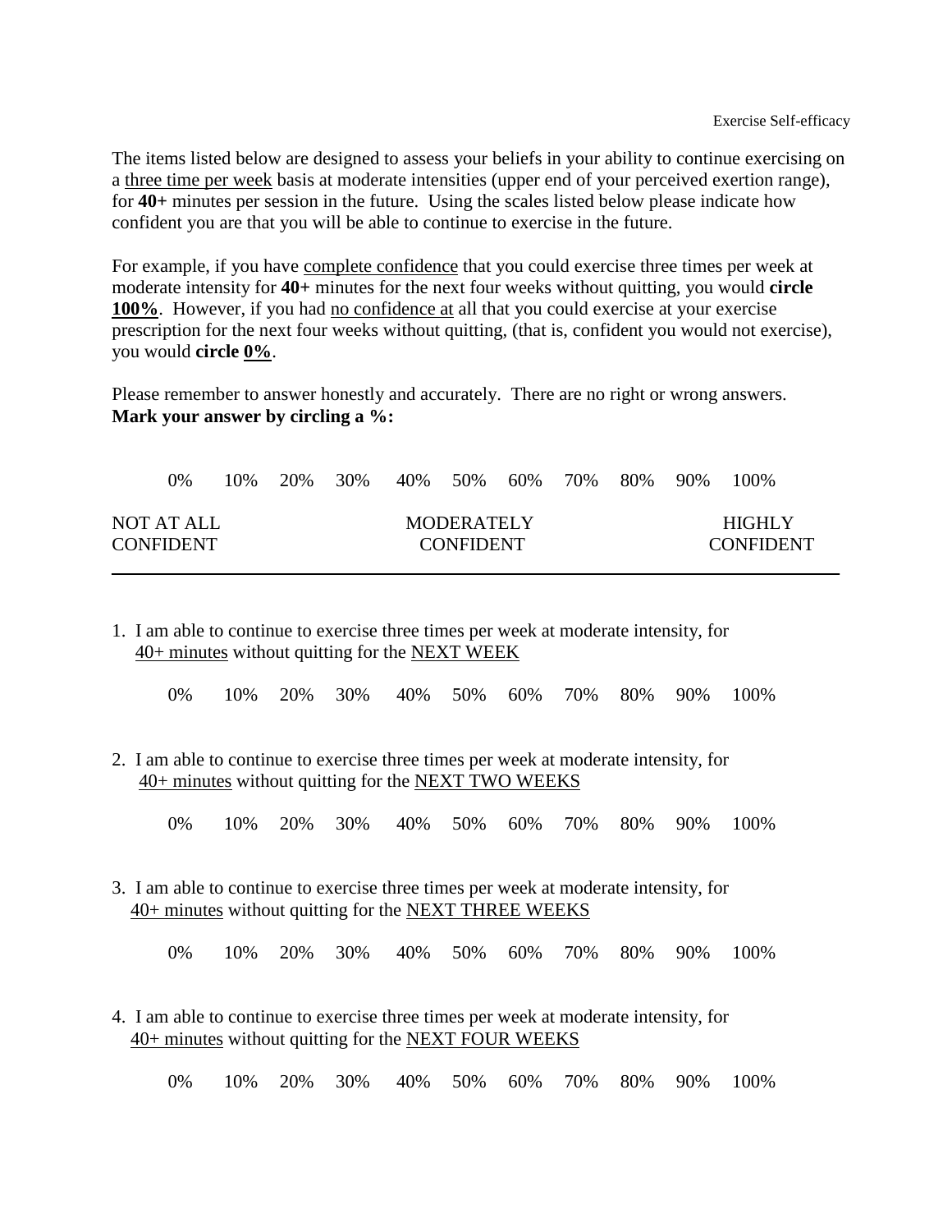Exercise Self-efficacy

The items listed below are designed to assess your beliefs in your ability to continue exercising on a three time per week basis at moderate intensities (upper end of your perceived exertion range), for **40+** minutes per session in the future. Using the scales listed below please indicate how confident you are that you will be able to continue to exercise in the future.

For example, if you have complete confidence that you could exercise three times per week at moderate intensity for **40+** minutes for the next four weeks without quitting, you would **circle 100%**. However, if you had no confidence at all that you could exercise at your exercise prescription for the next four weeks without quitting, (that is, confident you would not exercise), you would **circle 0%**.

Please remember to answer honestly and accurately. There are no right or wrong answers.
**Mark your answer by circling a %:**

| 0% | 10% | 20% | 30% | 40% | 50% | 60% | 70% | 80% | 90% | 100% |
|---|---|---|---|---|---|---|---|---|---|---|
| NOT AT ALL CONFIDENT | | | | | MODERATELY CONFIDENT | | | | | HIGHLY CONFIDENT |

---

1. I am able to continue to exercise three times per week at moderate intensity, for 40+ minutes without quitting for the NEXT WEEK

   0% 10% 20% 30% 40% 50% 60% 70% 80% 90% 100%

2. I am able to continue to exercise three times per week at moderate intensity, for 40+ minutes without quitting for the NEXT TWO WEEKS

   0% 10% 20% 30% 40% 50% 60% 70% 80% 90% 100%

3. I am able to continue to exercise three times per week at moderate intensity, for 40+ minutes without quitting for the NEXT THREE WEEKS

   0% 10% 20% 30% 40% 50% 60% 70% 80% 90% 100%

4. I am able to continue to exercise three times per week at moderate intensity, for 40+ minutes without quitting for the NEXT FOUR WEEKS

   0% 10% 20% 30% 40% 50% 60% 70% 80% 90% 100%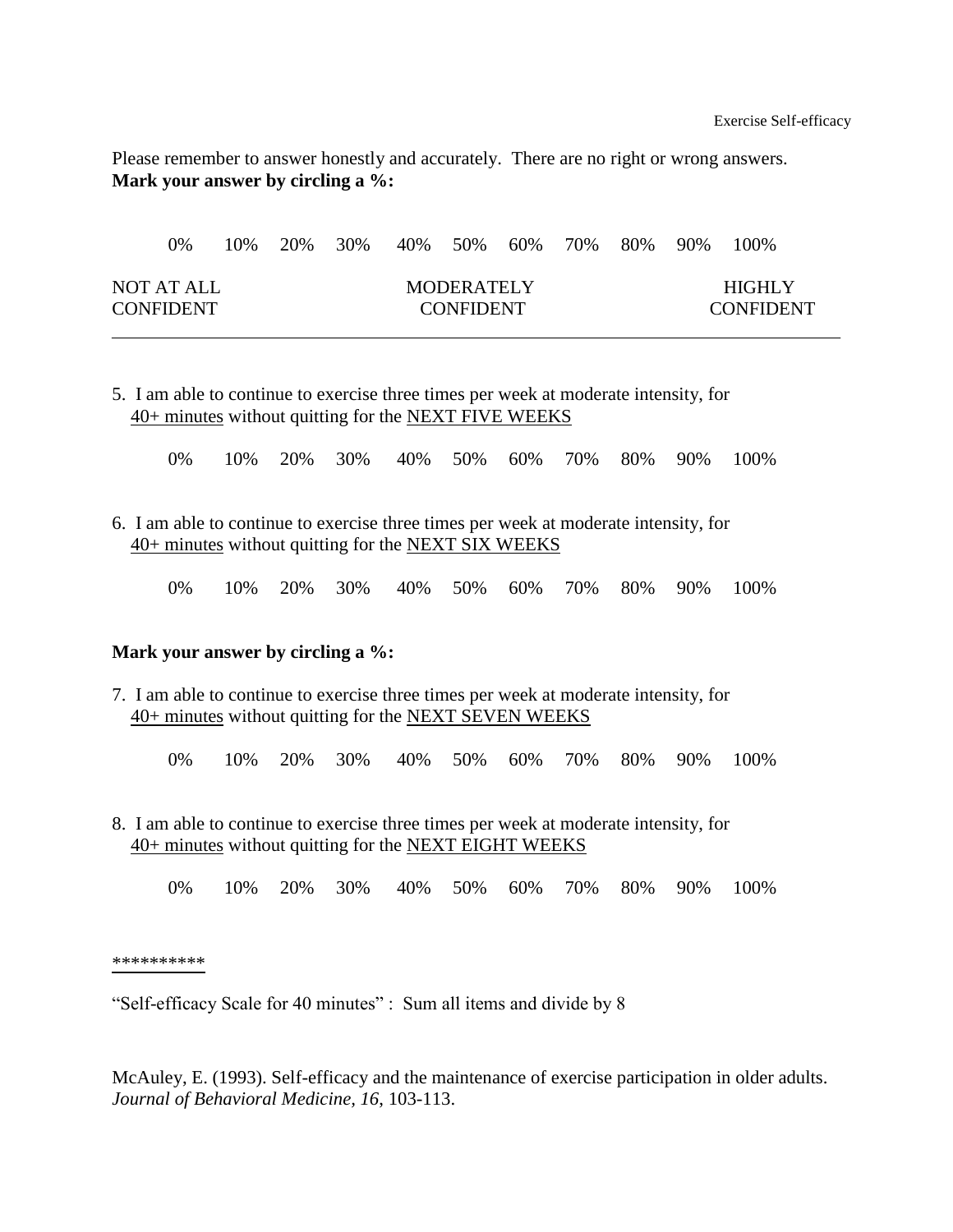Please remember to answer honestly and accurately. There are no right or wrong answers.
**Mark your answer by circling a %:**

| 0% | 10% | 20% | 30% | 40% | 50% | 60% | 70% | 80% | 90% | 100% |
|---|---|---|---|---|---|---|---|---|---|---|

NOT AT ALL CONFIDENT — MODERATELY CONFIDENT — HIGHLY CONFIDENT

---

5. I am able to continue to exercise three times per week at moderate intensity, for <u>40+ minutes</u> without quitting for the <u>NEXT FIVE WEEKS</u>

   0% 10% 20% 30% 40% 50% 60% 70% 80% 90% 100%

6. I am able to continue to exercise three times per week at moderate intensity, for <u>40+ minutes</u> without quitting for the <u>NEXT SIX WEEKS</u>

   0% 10% 20% 30% 40% 50% 60% 70% 80% 90% 100%

**Mark your answer by circling a %:**

7. I am able to continue to exercise three times per week at moderate intensity, for <u>40+ minutes</u> without quitting for the <u>NEXT SEVEN WEEKS</u>

   0% 10% 20% 30% 40% 50% 60% 70% 80% 90% 100%

8. I am able to continue to exercise three times per week at moderate intensity, for <u>40+ minutes</u> without quitting for the <u>NEXT EIGHT WEEKS</u>

   0% 10% 20% 30% 40% 50% 60% 70% 80% 90% 100%

**********

"Self-efficacy Scale for 40 minutes" : Sum all items and divide by 8

McAuley, E. (1993). Self-efficacy and the maintenance of exercise participation in older adults. *Journal of Behavioral Medicine, 16*, 103-113.